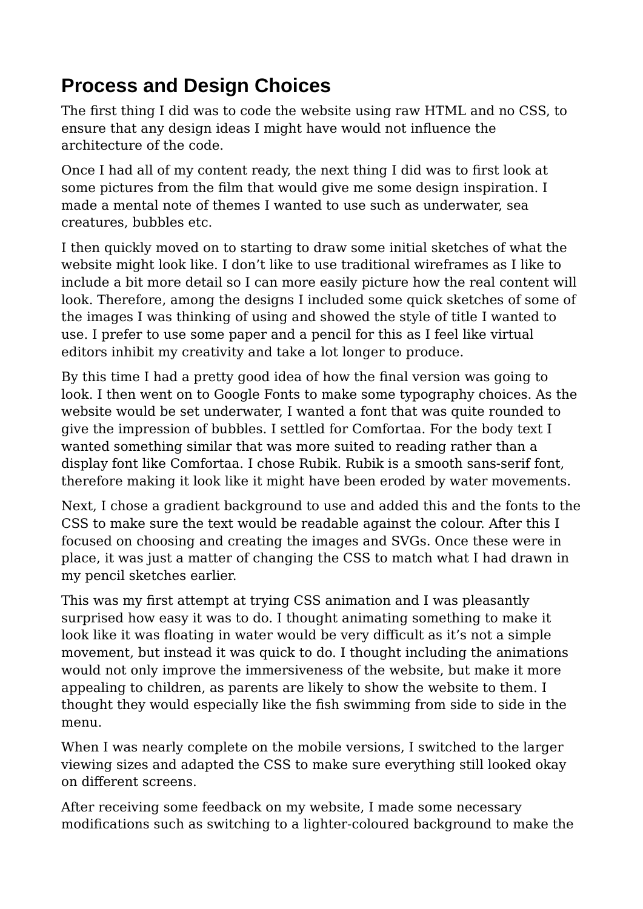## Process and Design Choices

The first thing I did was to code the website using raw HTML and no CSS, to ensure that any design ideas I might have would not influence the architecture of the code.

Once I had all of my content ready, the next thing I did was to first look at some pictures from the film that would give me some design inspiration. I made a mental note of themes I wanted to use such as underwater, sea creatures, bubbles etc.

I then quickly moved on to starting to draw some initial sketches of what the website might look like. I don’t like to use traditional wireframes as I like to include a bit more detail so I can more easily picture how the real content will look. Therefore, among the designs I included some quick sketches of some of the images I was thinking of using and showed the style of title I wanted to use. I prefer to use some paper and a pencil for this as I feel like virtual editors inhibit my creativity and take a lot longer to produce.

By this time I had a pretty good idea of how the final version was going to look. I then went on to Google Fonts to make some typography choices. As the website would be set underwater, I wanted a font that was quite rounded to give the impression of bubbles. I settled for Comfortaa. For the body text I wanted something similar that was more suited to reading rather than a display font like Comfortaa. I chose Rubik. Rubik is a smooth sans-serif font, therefore making it look like it might have been eroded by water movements.

Next, I chose a gradient background to use and added this and the fonts to the CSS to make sure the text would be readable against the colour. After this I focused on choosing and creating the images and SVGs. Once these were in place, it was just a matter of changing the CSS to match what I had drawn in my pencil sketches earlier.

This was my first attempt at trying CSS animation and I was pleasantly surprised how easy it was to do. I thought animating something to make it look like it was floating in water would be very difficult as it’s not a simple movement, but instead it was quick to do. I thought including the animations would not only improve the immersiveness of the website, but make it more appealing to children, as parents are likely to show the website to them. I thought they would especially like the fish swimming from side to side in the menu.

When I was nearly complete on the mobile versions, I switched to the larger viewing sizes and adapted the CSS to make sure everything still looked okay on different screens.

After receiving some feedback on my website, I made some necessary modifications such as switching to a lighter-coloured background to make the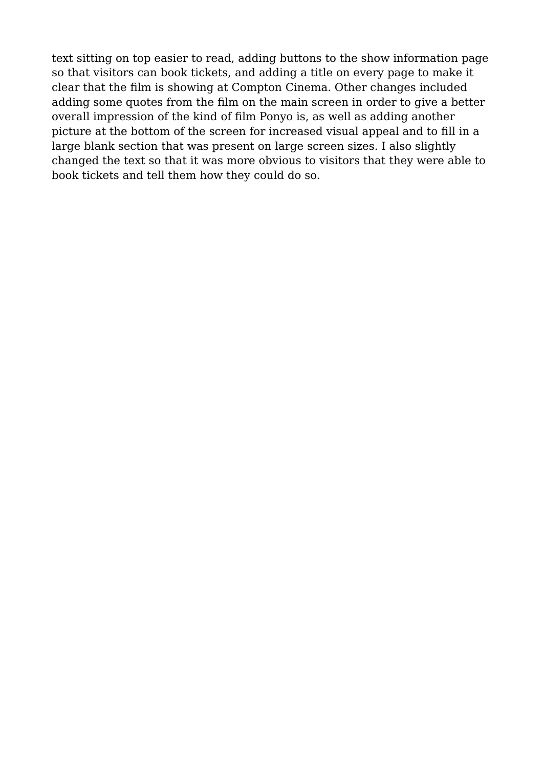text sitting on top easier to read, adding buttons to the show information page so that visitors can book tickets, and adding a title on every page to make it clear that the film is showing at Compton Cinema. Other changes included adding some quotes from the film on the main screen in order to give a better overall impression of the kind of film Ponyo is, as well as adding another picture at the bottom of the screen for increased visual appeal and to fill in a large blank section that was present on large screen sizes. I also slightly changed the text so that it was more obvious to visitors that they were able to book tickets and tell them how they could do so.